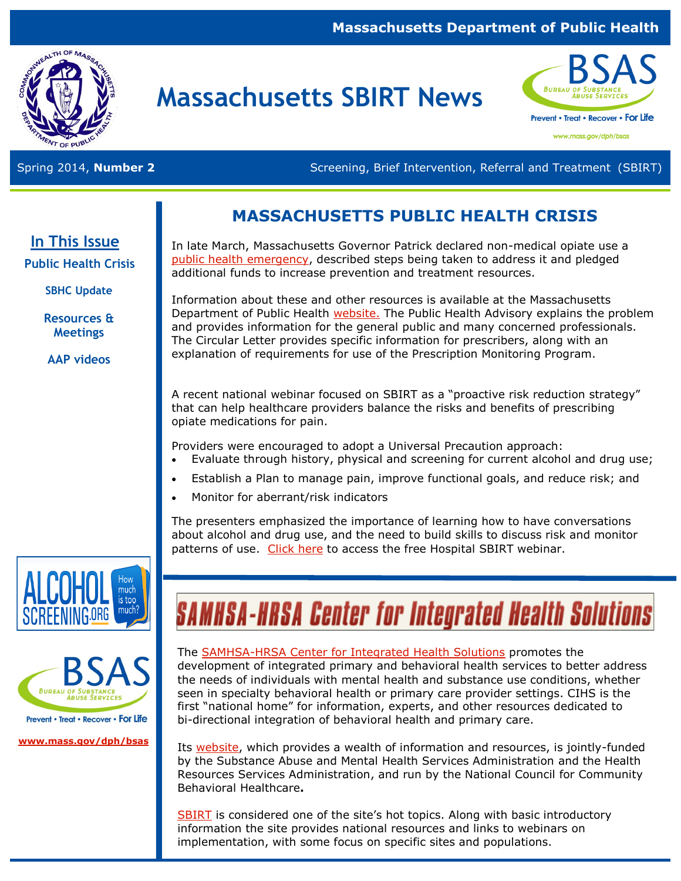Massachusetts Department of Public Health

# Massachusetts SBIRT News

Spring 2014, **Number 2**

Screening, Brief Intervention, Referral and Treatment (SBIRT)

## In This Issue

- Public Health Crisis
- SBHC Update
- Resources & Meetings
- AAP videos

## MASSACHUSETTS PUBLIC HEALTH CRISIS

In late March, Massachusetts Governor Patrick declared non-medical opiate use a public health emergency, described steps being taken to address it and pledged additional funds to increase prevention and treatment resources.

Information about these and other resources is available at the Massachusetts Department of Public Health website. The Public Health Advisory explains the problem and provides information for the general public and many concerned professionals. The Circular Letter provides specific information for prescribers, along with an explanation of requirements for use of the Prescription Monitoring Program.

A recent national webinar focused on SBIRT as a "proactive risk reduction strategy" that can help healthcare providers balance the risks and benefits of prescribing opiate medications for pain.

Providers were encouraged to adopt a Universal Precaution approach:

- Evaluate through history, physical and screening for current alcohol and drug use;
- Establish a Plan to manage pain, improve functional goals, and reduce risk; and
- Monitor for aberrant/risk indicators

The presenters emphasized the importance of learning how to have conversations about alcohol and drug use, and the need to build skills to discuss risk and monitor patterns of use. Click here to access the free Hospital SBIRT webinar.

## SAMHSA-HRSA Center for Integrated Health Solutions

The SAMHSA-HRSA Center for Integrated Health Solutions promotes the development of integrated primary and behavioral health services to better address the needs of individuals with mental health and substance use conditions, whether seen in specialty behavioral health or primary care provider settings. CIHS is the first "national home" for information, experts, and other resources dedicated to bi-directional integration of behavioral health and primary care.

Its website, which provides a wealth of information and resources, is jointly-funded by the Substance Abuse and Mental Health Services Administration and the Health Resources Services Administration, and run by the National Council for Community Behavioral Healthcare**.**

SBIRT is considered one of the site's hot topics. Along with basic introductory information the site provides national resources and links to webinars on implementation, with some focus on specific sites and populations.

ALCOHOL SCREENING.ORG — How much is too much?

BSAS — Bureau of Substance Abuse Services — Prevent • Treat • Recover • For Life

www.mass.gov/dph/bsas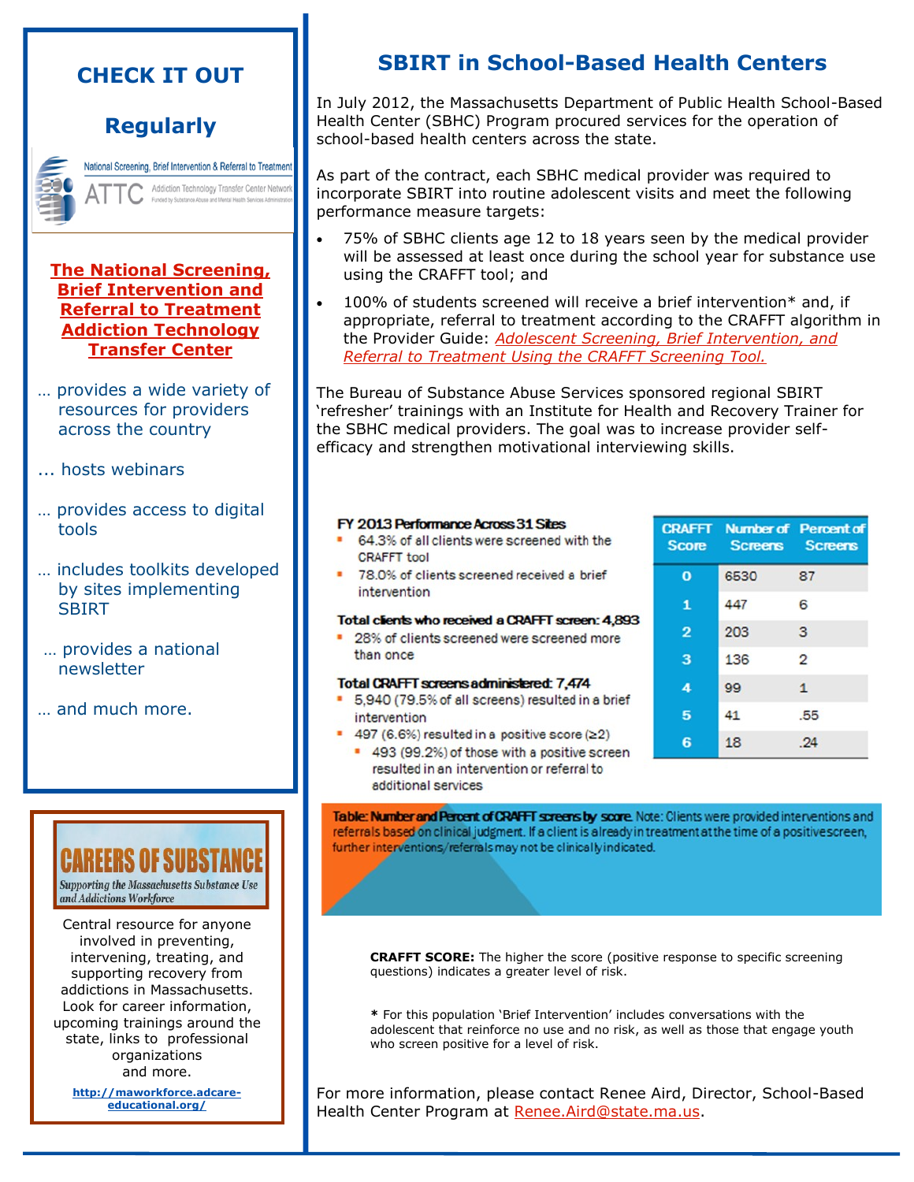## CHECK IT OUT

## Regularly

National Screening, Brief Intervention & Referral to Treatment

ATTC Addiction Technology Transfer Center Network

Funded by Substance Abuse and Mental Health Services Administration

**The National Screening, Brief Intervention and Referral to Treatment Addiction Technology Transfer Center**

… provides a wide variety of resources for providers across the country

... hosts webinars

… provides access to digital tools

… includes toolkits developed by sites implementing SBIRT

… provides a national newsletter

… and much more.

**CAREERS OF SUBSTANCE**

*Supporting the Massachusetts Substance Use and Addictions Workforce*

Central resource for anyone involved in preventing, intervening, treating, and supporting recovery from addictions in Massachusetts. Look for career information, upcoming trainings around the state, links to professional organizations and more.

**http://maworkforce.adcare-educational.org/**

# SBIRT in School-Based Health Centers

In July 2012, the Massachusetts Department of Public Health School-Based Health Center (SBHC) Program procured services for the operation of school-based health centers across the state.

As part of the contract, each SBHC medical provider was required to incorporate SBIRT into routine adolescent visits and meet the following performance measure targets:

- 75% of SBHC clients age 12 to 18 years seen by the medical provider will be assessed at least once during the school year for substance use using the CRAFFT tool; and
- 100% of students screened will receive a brief intervention* and, if appropriate, referral to treatment according to the CRAFFT algorithm in the Provider Guide: *Adolescent Screening, Brief Intervention, and Referral to Treatment Using the CRAFFT Screening Tool.*

The Bureau of Substance Abuse Services sponsored regional SBIRT 'refresher' trainings with an Institute for Health and Recovery Trainer for the SBHC medical providers. The goal was to increase provider self-efficacy and strengthen motivational interviewing skills.

**FY 2013 Performance Across 31 Sites**

- 64.3% of all clients were screened with the CRAFFT tool
- 78.0% of clients screened received a brief intervention

**Total clients who received a CRAFFT screen: 4,893**

- 28% of clients screened were screened more than once

**Total CRAFFT screens administered: 7,474**

- 5,940 (79.5% of all screens) resulted in a brief intervention
- 497 (6.6%) resulted in a positive score (≥2)
  - 493 (99.2%) of those with a positive screen resulted in an intervention or referral to additional services

| CRAFFT Score | Number of Screens | Percent of Screens |
|---|---|---|
| 0 | 6530 | 87 |
| 1 | 447 | 6 |
| 2 | 203 | 3 |
| 3 | 136 | 2 |
| 4 | 99 | 1 |
| 5 | 41 | .55 |
| 6 | 18 | .24 |

**Table: Number and Percent of CRAFFT screens by score.** Note: Clients were provided interventions and referrals based on clinical judgment. If a client is already in treatment at the time of a positive screen, further interventions/referrals may not be clinically indicated.

**CRAFFT SCORE:** The higher the score (positive response to specific screening questions) indicates a greater level of risk.

**\*** For this population 'Brief Intervention' includes conversations with the adolescent that reinforce no use and no risk, as well as those that engage youth who screen positive for a level of risk.

For more information, please contact Renee Aird, Director, School-Based Health Center Program at Renee.Aird@state.ma.us.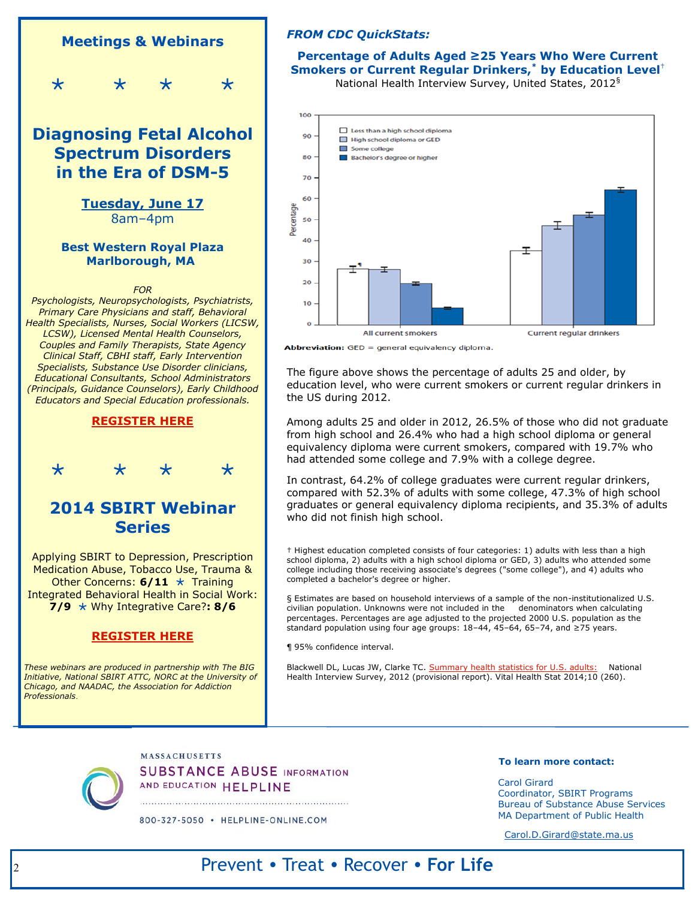## Meetings & Webinars

\*     \*     \*     \*

## Diagnosing Fetal Alcohol Spectrum Disorders in the Era of DSM-5

**Tuesday, June 17**
8am–4pm

**Best Western Royal Plaza**
**Marlborough, MA**

*FOR*
*Psychologists, Neuropsychologists, Psychiatrists, Primary Care Physicians and staff, Behavioral Health Specialists, Nurses, Social Workers (LICSW, LCSW), Licensed Mental Health Counselors, Couples and Family Therapists, State Agency Clinical Staff, CBHI staff, Early Intervention Specialists, Substance Use Disorder clinicians, Educational Consultants, School Administrators (Principals, Guidance Counselors), Early Childhood Educators and Special Education professionals.*

**REGISTER HERE**

\*     \*     \*     \*

## 2014 SBIRT Webinar Series

Applying SBIRT to Depression, Prescription Medication Abuse, Tobacco Use, Trauma & Other Concerns: **6/11** ⋆ Training Integrated Behavioral Health in Social Work: **7/9** ⋆ Why Integrative Care?**: 8/6**

**REGISTER HERE**

*These webinars are produced in partnership with The BIG Initiative, National SBIRT ATTC, NORC at the University of Chicago, and NAADAC, the Association for Addiction Professionals.*

*FROM CDC QuickStats:*

### Percentage of Adults Aged ≥25 Years Who Were Current Smokers or Current Regular Drinkers,* by Education Level†

National Health Interview Survey, United States, 2012§

| | All current smokers | Current regular drinkers |
|---|---|---|
| Less than a high school diploma | 26.5¶ | 35.3 |
| High school diploma or GED | 26.4 | 47.3 |
| Some college | 19.7 | 52.3 |
| Bachelor's degree or higher | 7.9 | 64.2 |

**Abbreviation:** GED = general equivalency diploma.

The figure above shows the percentage of adults 25 and older, by education level, who were current smokers or current regular drinkers in the US during 2012.

Among adults 25 and older in 2012, 26.5% of those who did not graduate from high school and 26.4% who had a high school diploma or general equivalency diploma were current smokers, compared with 19.7% who had attended some college and 7.9% with a college degree.

In contrast, 64.2% of college graduates were current regular drinkers, compared with 52.3% of adults with some college, 47.3% of high school graduates or general equivalency diploma recipients, and 35.3% of adults who did not finish high school.

† Highest education completed consists of four categories: 1) adults with less than a high school diploma, 2) adults with a high school diploma or GED, 3) adults who attended some college including those receiving associate's degrees ("some college"), and 4) adults who completed a bachelor's degree or higher.

§ Estimates are based on household interviews of a sample of the non-institutionalized U.S. civilian population. Unknowns were not included in the denominators when calculating percentages. Percentages were adjusted to the projected 2000 U.S. population as the standard population using four age groups: 18–44, 45–64, 65–74, and ≥75 years.

¶ 95% confidence interval.

Blackwell DL, Lucas JW, Clarke TC. Summary health statistics for U.S. adults: National Health Interview Survey, 2012 (provisional report). Vital Health Stat 2014;10 (260).

MASSACHUSETTS SUBSTANCE ABUSE INFORMATION AND EDUCATION HELPLINE
800-327-5050 • HELPLINE-ONLINE.COM

**To learn more contact:**

Carol Girard
Coordinator, SBIRT Programs
Bureau of Substance Abuse Services
MA Department of Public Health

Carol.D.Girard@state.ma.us

Prevent • Treat • Recover • **For Life**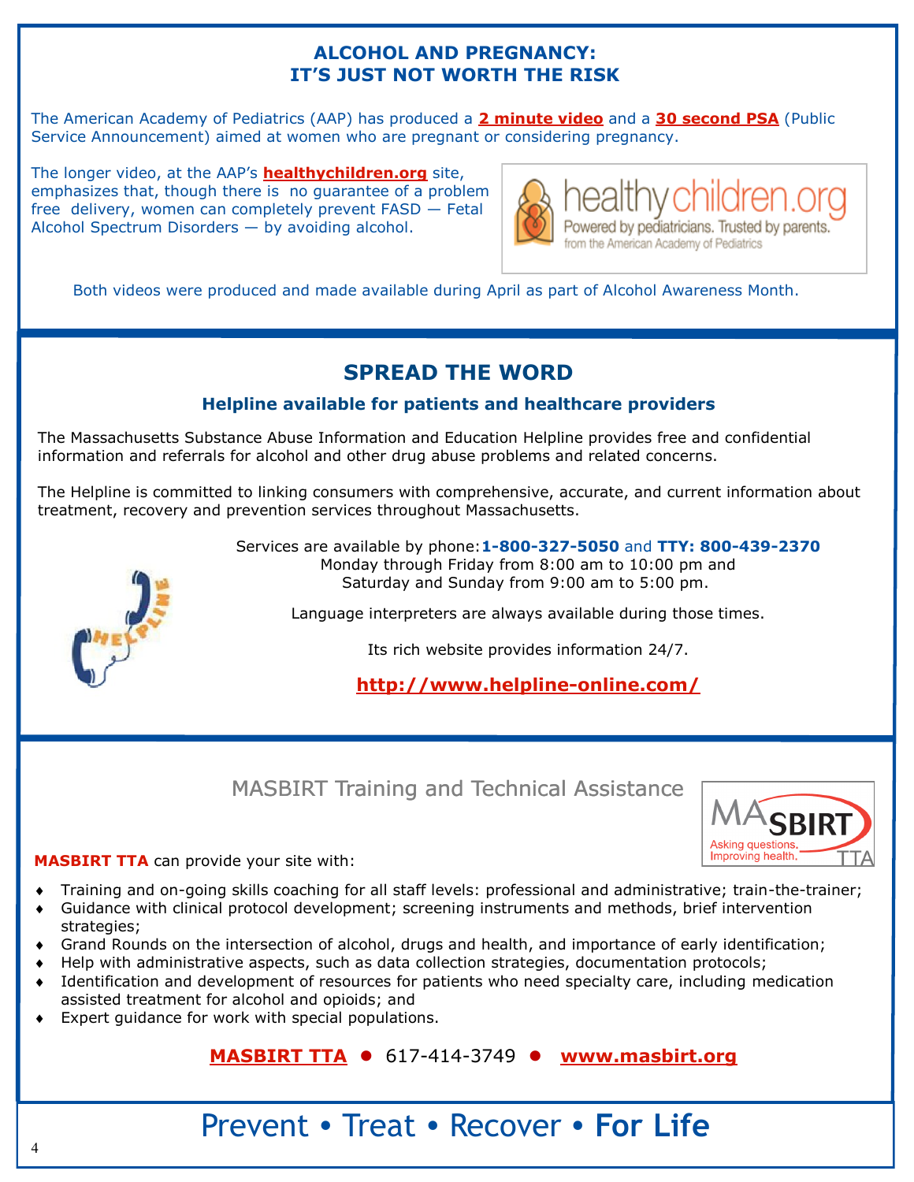## ALCOHOL AND PREGNANCY: IT'S JUST NOT WORTH THE RISK

The American Academy of Pediatrics (AAP) has produced a **2 minute video** and a **30 second PSA** (Public Service Announcement) aimed at women who are pregnant or considering pregnancy.

The longer video, at the AAP's **healthychildren.org** site, emphasizes that, though there is no guarantee of a problem free delivery, women can completely prevent FASD — Fetal Alcohol Spectrum Disorders — by avoiding alcohol.

healthychildren.org
Powered by pediatricians. Trusted by parents.
from the American Academy of Pediatrics

Both videos were produced and made available during April as part of Alcohol Awareness Month.

## SPREAD THE WORD

### Helpline available for patients and healthcare providers

The Massachusetts Substance Abuse Information and Education Helpline provides free and confidential information and referrals for alcohol and other drug abuse problems and related concerns.

The Helpline is committed to linking consumers with comprehensive, accurate, and current information about treatment, recovery and prevention services throughout Massachusetts.

Services are available by phone: **1-800-327-5050** and **TTY: 800-439-2370**
Monday through Friday from 8:00 am to 10:00 pm and
Saturday and Sunday from 9:00 am to 5:00 pm.

Language interpreters are always available during those times.

Its rich website provides information 24/7.

**http://www.helpline-online.com/**

## MASBIRT Training and Technical Assistance

MASBIRT
Asking questions. Improving health.
TTA

**MASBIRT TTA** can provide your site with:

- Training and on-going skills coaching for all staff levels: professional and administrative; train-the-trainer;
- Guidance with clinical protocol development; screening instruments and methods, brief intervention strategies;
- Grand Rounds on the intersection of alcohol, drugs and health, and importance of early identification;
- Help with administrative aspects, such as data collection strategies, documentation protocols;
- Identification and development of resources for patients who need specialty care, including medication assisted treatment for alcohol and opioids; and
- Expert guidance for work with special populations.

**MASBIRT TTA** ● 617-414-3749 ● **www.masbirt.org**

Prevent • Treat • Recover • **For Life**